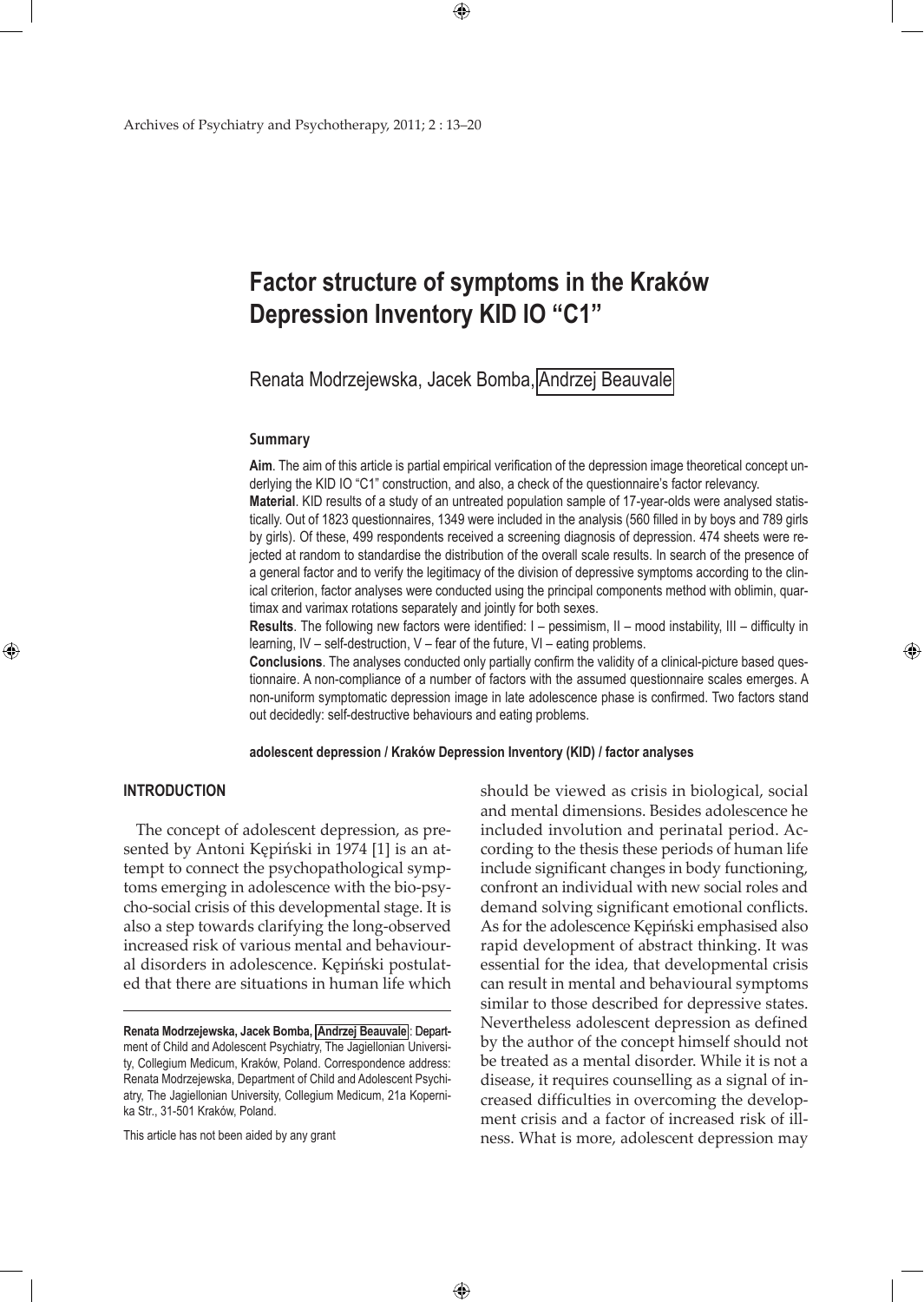#### Factor structure of symptoms in the Kraków Depression Inventory KID IO "C1"

Renata Modrzejewska, Jacek Bomba, Andrzej Beauvale

**Summary**

**Aim**. The aim of this article is partial empirical verification of the depression image theoretical concept underlying the KID IO "C1" construction, and also, a check of the questionnaire's factor relevancy.

**Material**. KID results of a study of an untreated population sample of 17-year-olds were analysed statistically. Out of 1823 questionnaires, 1349 were included in the analysis (560 filled in by boys and 789 girls by girls). Of these, 499 respondents received a screening diagnosis of depression. 474 sheets were rejected at random to standardise the distribution of the overall scale results. In search of the presence of a general factor and to verify the legitimacy of the division of depressive symptoms according to the clinical criterion, factor analyses were conducted using the principal components method with oblimin, quartimax and varimax rotations separately and jointly for both sexes.

**Results**. The following new factors were identified: I – pessimism, II – mood instability, III – difficulty in learning, IV – self-destruction, V – fear of the future, VI – eating problems.

**Conclusions**. The analyses conducted only partially confirm the validity of a clinical-picture based questionnaire. A non-compliance of a number of factors with the assumed questionnaire scales emerges. A non-uniform symptomatic depression image in late adolescence phase is confirmed. Two factors stand out decidedly: self-destructive behaviours and eating problems.

**adolescent depression / Kraków Depression Inventory (KID) / factor analyses**

## INTRODUCTION

The concept of adolescent depression, as presented by Antoni Kępiński in 1974 [1] is an attempt to connect the psychopathological symptoms emerging in adolescence with the bio-psycho-social crisis of this developmental stage. It is also a step towards clarifying the long-observed increased risk of various mental and behavioural disorders in adolescence. Kępiński postulated that there are situations in human life which should be viewed as crisis in biological, social and mental dimensions. Besides adolescence he included involution and perinatal period. According to the thesis these periods of human life include significant changes in body functioning, confront an individual with new social roles and demand solving significant emotional conflicts. As for the adolescence Kępiński emphasised also rapid development of abstract thinking. It was essential for the idea, that developmental crisis can result in mental and behavioural symptoms similar to those described for depressive states. Nevertheless adolescent depression as defined by the author of the concept himself should not be treated as a mental disorder. While it is not a disease, it requires counselling as a signal of increased difficulties in overcoming the development crisis and a factor of increased risk of illness. What is more, adolescent depression may

---

**Renata Modrzejewska, Jacek Bomba, Andrzej Beauvale**: Department of Child and Adolescent Psychiatry, The Jagiellonian University, Collegium Medicum, Kraków, Poland. Correspondence address: Renata Modrzejewska, Department of Child and Adolescent Psychiatry, The Jagiellonian University, Collegium Medicum, 21a Kopernika Str., 31-501 Kraków, Poland.

This article has not been aided by any grant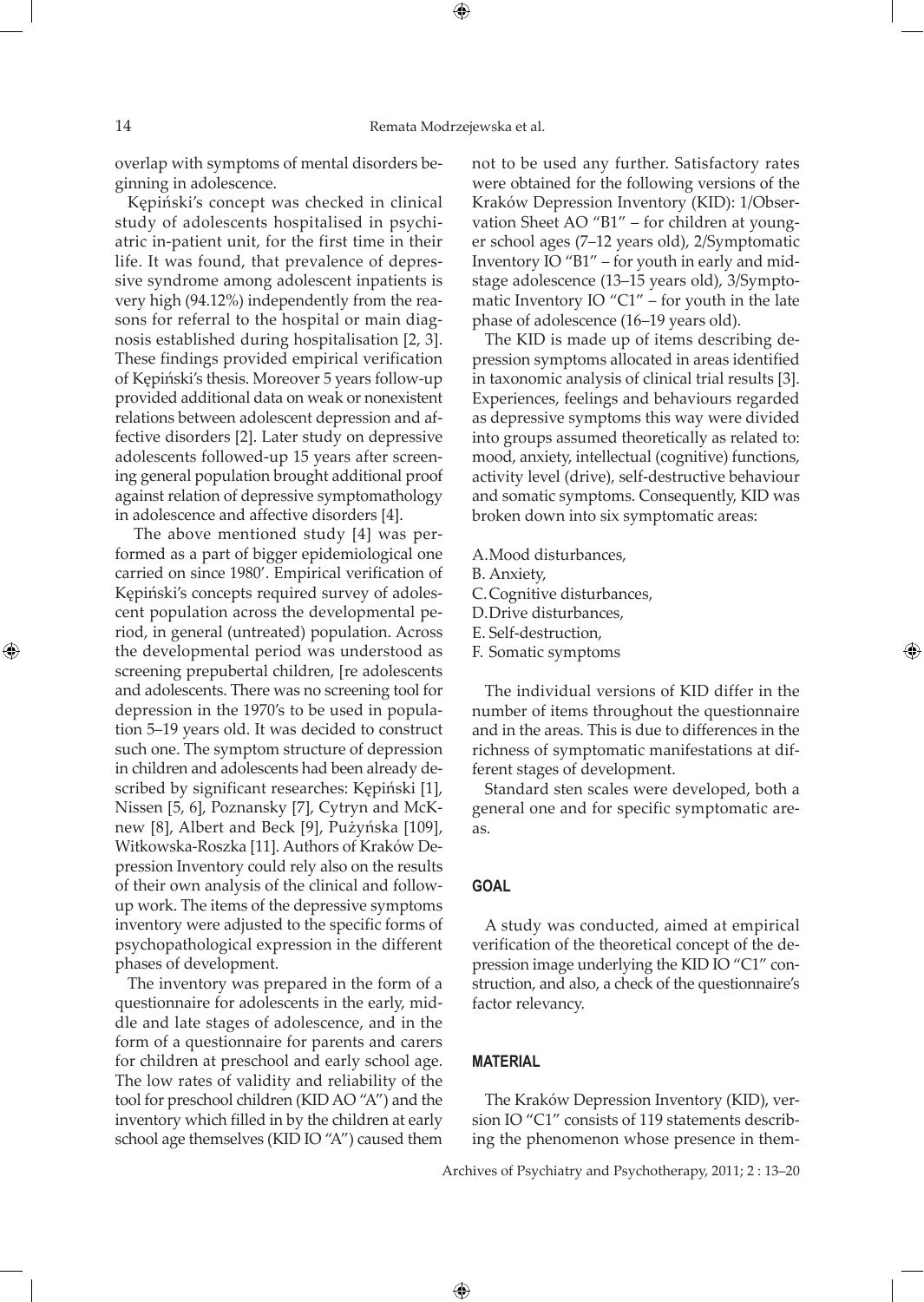overlap with symptoms of mental disorders beginning in adolescence.

Kępiński's concept was checked in clinical study of adolescents hospitalised in psychiatric in-patient unit, for the first time in their life. It was found, that prevalence of depressive syndrome among adolescent inpatients is very high (94.12%) independently from the reasons for referral to the hospital or main diagnosis established during hospitalisation [2, 3]. These findings provided empirical verification of Kępiński's thesis. Moreover 5 years follow-up provided additional data on weak or nonexistent relations between adolescent depression and affective disorders [2]. Later study on depressive adolescents followed-up 15 years after screening general population brought additional proof against relation of depressive symptomathology in adolescence and affective disorders [4].

The above mentioned study [4] was performed as a part of bigger epidemiological one carried on since 1980'. Empirical verification of Kępiński's concepts required survey of adolescent population across the developmental period, in general (untreated) population. Across the developmental period was understood as screening prepubertal children, [re adolescents and adolescents. There was no screening tool for depression in the 1970's to be used in population 5–19 years old. It was decided to construct such one. The symptom structure of depression in children and adolescents had been already described by significant researches: Kępiński [1], Nissen [5, 6], Poznansky [7], Cytryn and McKnew [8], Albert and Beck [9], Pużyńska [109], Witkowska-Roszka [11]. Authors of Kraków Depression Inventory could rely also on the results of their own analysis of the clinical and follow-up work. The items of the depressive symptoms inventory were adjusted to the specific forms of psychopathological expression in the different phases of development.

The inventory was prepared in the form of a questionnaire for adolescents in the early, middle and late stages of adolescence, and in the form of a questionnaire for parents and carers for children at preschool and early school age. The low rates of validity and reliability of the tool for preschool children (KID AO "A") and the inventory which filled in by the children at early school age themselves (KID IO "A") caused them not to be used any further. Satisfactory rates were obtained for the following versions of the Kraków Depression Inventory (KID): 1/Observation Sheet AO "B1" – for children at younger school ages (7–12 years old), 2/Symptomatic Inventory IO "B1" – for youth in early and mid-stage adolescence (13–15 years old), 3/Symptomatic Inventory IO "C1" – for youth in the late phase of adolescence (16–19 years old).

The KID is made up of items describing depression symptoms allocated in areas identified in taxonomic analysis of clinical trial results [3]. Experiences, feelings and behaviours regarded as depressive symptoms this way were divided into groups assumed theoretically as related to: mood, anxiety, intellectual (cognitive) functions, activity level (drive), self-destructive behaviour and somatic symptoms. Consequently, KID was broken down into six symptomatic areas:

A. Mood disturbances,
B. Anxiety,
C. Cognitive disturbances,
D. Drive disturbances,
E. Self-destruction,
F. Somatic symptoms

The individual versions of KID differ in the number of items throughout the questionnaire and in the areas. This is due to differences in the richness of symptomatic manifestations at different stages of development.

Standard sten scales were developed, both a general one and for specific symptomatic areas.

## GOAL

A study was conducted, aimed at empirical verification of the theoretical concept of the depression image underlying the KID IO "C1" construction, and also, a check of the questionnaire's factor relevancy.

## MATERIAL

The Kraków Depression Inventory (KID), version IO "C1" consists of 119 statements describing the phenomenon whose presence in them-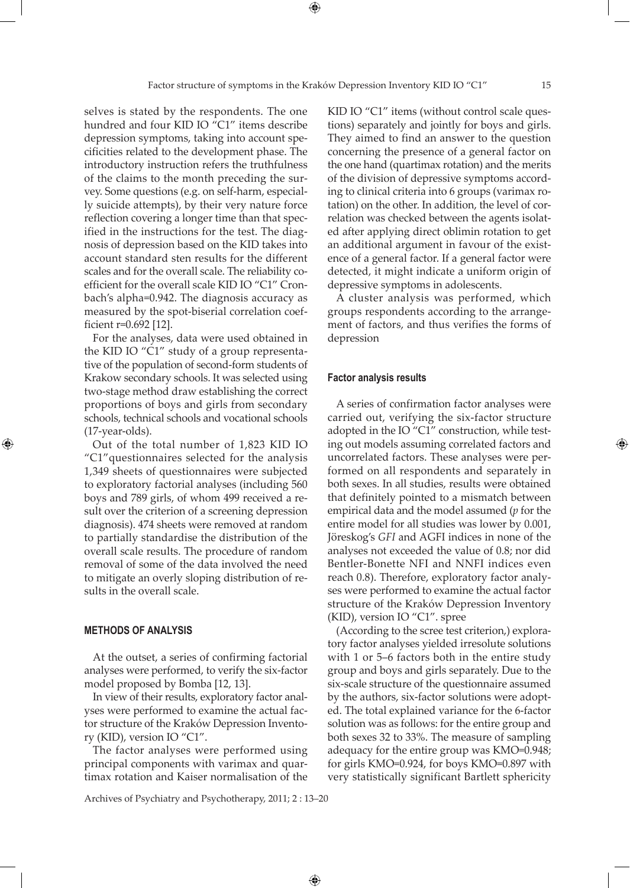selves is stated by the respondents. The one hundred and four KID IO "C1" items describe depression symptoms, taking into account specificities related to the development phase. The introductory instruction refers the truthfulness of the claims to the month preceding the survey. Some questions (e.g. on self-harm, especially suicide attempts), by their very nature force reflection covering a longer time than that specified in the instructions for the test. The diagnosis of depression based on the KID takes into account standard sten results for the different scales and for the overall scale. The reliability coefficient for the overall scale KID IO "C1" Cronbach's alpha=0.942. The diagnosis accuracy as measured by the spot-biserial correlation coefficient r=0.692 [12].

For the analyses, data were used obtained in the KID IO "C1" study of a group representative of the population of second-form students of Krakow secondary schools. It was selected using two-stage method draw establishing the correct proportions of boys and girls from secondary schools, technical schools and vocational schools (17-year-olds).

Out of the total number of 1,823 KID IO "C1"questionnaires selected for the analysis 1,349 sheets of questionnaires were subjected to exploratory factorial analyses (including 560 boys and 789 girls, of whom 499 received a result over the criterion of a screening depression diagnosis). 474 sheets were removed at random to partially standardise the distribution of the overall scale results. The procedure of random removal of some of the data involved the need to mitigate an overly sloping distribution of results in the overall scale.

## METHODS OF ANALYSIS

At the outset, a series of confirming factorial analyses were performed, to verify the six-factor model proposed by Bomba [12, 13].

In view of their results, exploratory factor analyses were performed to examine the actual factor structure of the Kraków Depression Inventory (KID), version IO "C1".

The factor analyses were performed using principal components with varimax and quartimax rotation and Kaiser normalisation of the KID IO "C1" items (without control scale questions) separately and jointly for boys and girls. They aimed to find an answer to the question concerning the presence of a general factor on the one hand (quartimax rotation) and the merits of the division of depressive symptoms according to clinical criteria into 6 groups (varimax rotation) on the other. In addition, the level of correlation was checked between the agents isolated after applying direct oblimin rotation to get an additional argument in favour of the existence of a general factor. If a general factor were detected, it might indicate a uniform origin of depressive symptoms in adolescents.

A cluster analysis was performed, which groups respondents according to the arrangement of factors, and thus verifies the forms of depression

## Factor analysis results

A series of confirmation factor analyses were carried out, verifying the six-factor structure adopted in the IO "C1" construction, while testing out models assuming correlated factors and uncorrelated factors. These analyses were performed on all respondents and separately in both sexes. In all studies, results were obtained that definitely pointed to a mismatch between empirical data and the model assumed (*p* for the entire model for all studies was lower by 0.001, Jöreskog's *GFI* and AGFI indices in none of the analyses not exceeded the value of 0.8; nor did Bentler-Bonette NFI and NNFI indices even reach 0.8). Therefore, exploratory factor analyses were performed to examine the actual factor structure of the Kraków Depression Inventory (KID), version IO "C1". spree

(According to the scree test criterion,) exploratory factor analyses yielded irresolute solutions with 1 or 5–6 factors both in the entire study group and boys and girls separately. Due to the six-scale structure of the questionnaire assumed by the authors, six-factor solutions were adopted. The total explained variance for the 6-factor solution was as follows: for the entire group and both sexes 32 to 33%. The measure of sampling adequacy for the entire group was KMO=0.948; for girls KMO=0.924, for boys KMO=0.897 with very statistically significant Bartlett sphericity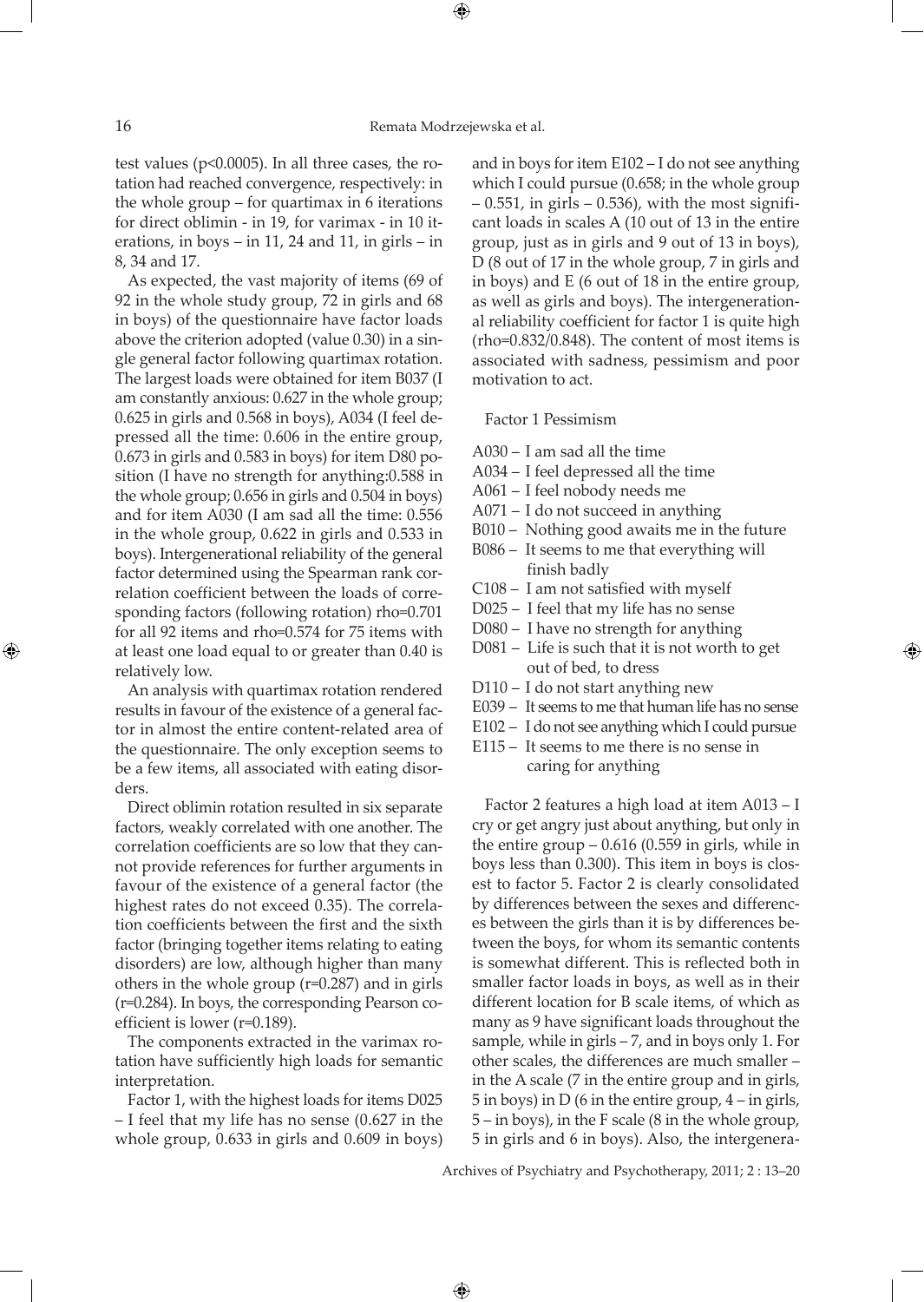test values ($p<0.0005$). In all three cases, the rotation had reached convergence, respectively: in the whole group – for quartimax in 6 iterations for direct oblimin - in 19, for varimax - in 10 iterations, in boys – in 11, 24 and 11, in girls – in 8, 34 and 17.

As expected, the vast majority of items (69 of 92 in the whole study group, 72 in girls and 68 in boys) of the questionnaire have factor loads above the criterion adopted (value 0.30) in a single general factor following quartimax rotation. The largest loads were obtained for item B037 (I am constantly anxious: 0.627 in the whole group; 0.625 in girls and 0.568 in boys), A034 (I feel depressed all the time: 0.606 in the entire group, 0.673 in girls and 0.583 in boys) for item D80 position (I have no strength for anything:0.588 in the whole group; 0.656 in girls and 0.504 in boys) and for item A030 (I am sad all the time: 0.556 in the whole group, 0.622 in girls and 0.533 in boys). Intergenerational reliability of the general factor determined using the Spearman rank correlation coefficient between the loads of corresponding factors (following rotation) rho=0.701 for all 92 items and rho=0.574 for 75 items with at least one load equal to or greater than 0.40 is relatively low.

An analysis with quartimax rotation rendered results in favour of the existence of a general factor in almost the entire content-related area of the questionnaire. The only exception seems to be a few items, all associated with eating disorders.

Direct oblimin rotation resulted in six separate factors, weakly correlated with one another. The correlation coefficients are so low that they cannot provide references for further arguments in favour of the existence of a general factor (the highest rates do not exceed 0.35). The correlation coefficients between the first and the sixth factor (bringing together items relating to eating disorders) are low, although higher than many others in the whole group ($r=0.287$) and in girls ($r=0.284$). In boys, the corresponding Pearson coefficient is lower ($r=0.189$).

The components extracted in the varimax rotation have sufficiently high loads for semantic interpretation.

Factor 1, with the highest loads for items D025 – I feel that my life has no sense (0.627 in the whole group, 0.633 in girls and 0.609 in boys) and in boys for item E102 – I do not see anything which I could pursue (0.658; in the whole group – 0.551, in girls – 0.536), with the most significant loads in scales A (10 out of 13 in the entire group, just as in girls and 9 out of 13 in boys), D (8 out of 17 in the whole group, 7 in girls and in boys) and E (6 out of 18 in the entire group, as well as girls and boys). The intergenerational reliability coefficient for factor 1 is quite high (rho=0.832/0.848). The content of most items is associated with sadness, pessimism and poor motivation to act.

Factor 1 Pessimism

- A030 – I am sad all the time
- A034 – I feel depressed all the time
- A061 – I feel nobody needs me
- A071 – I do not succeed in anything
- B010 – Nothing good awaits me in the future
- B086 – It seems to me that everything will finish badly
- C108 – I am not satisfied with myself
- D025 – I feel that my life has no sense
- D080 – I have no strength for anything
- D081 – Life is such that it is not worth to get out of bed, to dress
- D110 – I do not start anything new
- E039 – It seems to me that human life has no sense
- E102 – I do not see anything which I could pursue
- E115 – It seems to me there is no sense in caring for anything

Factor 2 features a high load at item A013 – I cry or get angry just about anything, but only in the entire group – 0.616 (0.559 in girls, while in boys less than 0.300). This item in boys is closest to factor 5. Factor 2 is clearly consolidated by differences between the sexes and differences between the girls than it is by differences between the boys, for whom its semantic contents is somewhat different. This is reflected both in smaller factor loads in boys, as well as in their different location for B scale items, of which as many as 9 have significant loads throughout the sample, while in girls – 7, and in boys only 1. For other scales, the differences are much smaller – in the A scale (7 in the entire group and in girls, 5 in boys) in D (6 in the entire group, 4 – in girls, 5 – in boys), in the F scale (8 in the whole group, 5 in girls and 6 in boys). Also, the intergenera-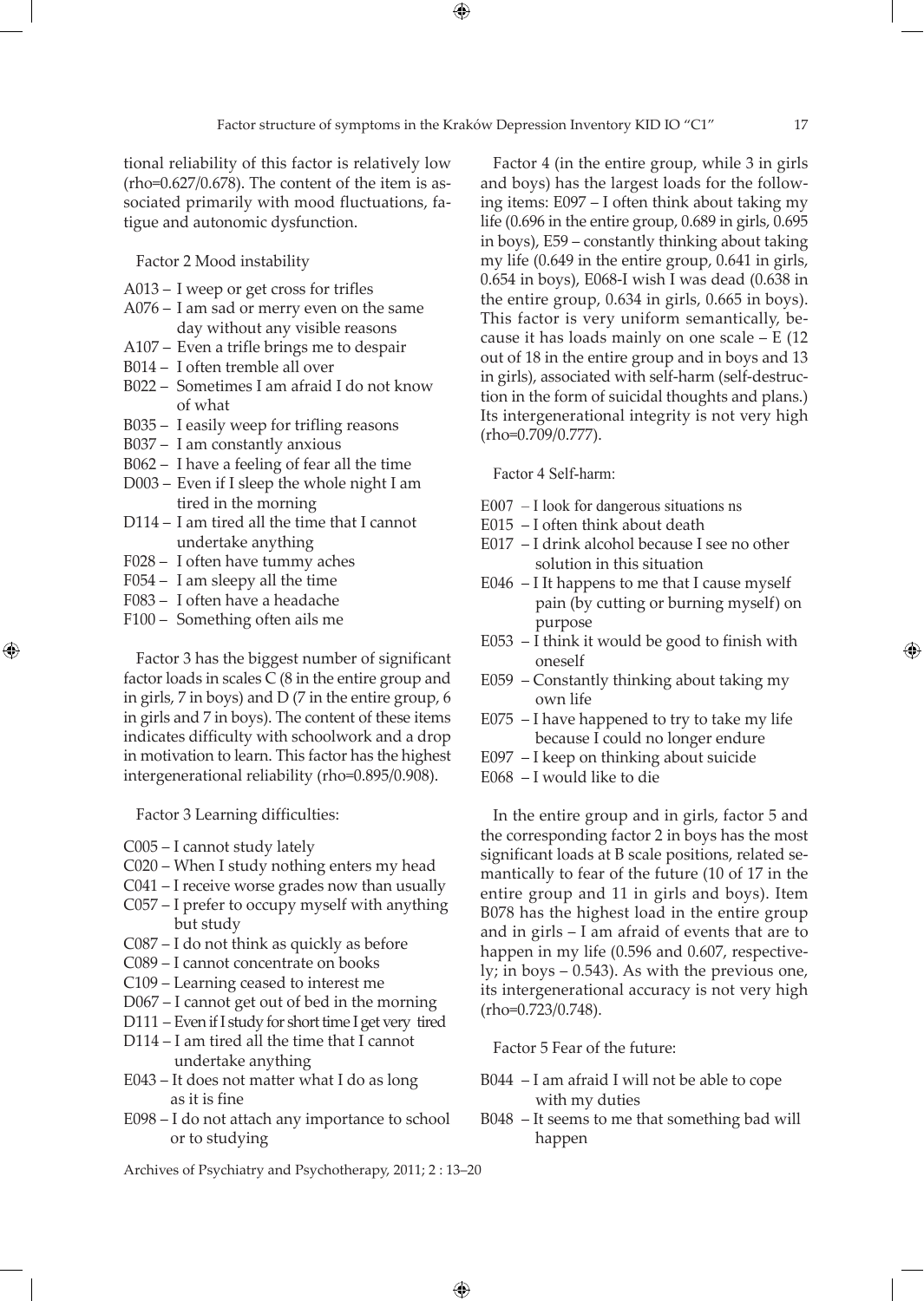tional reliability of this factor is relatively low (rho=0.627/0.678). The content of the item is associated primarily with mood fluctuations, fatigue and autonomic dysfunction.

Factor 2 Mood instability

- A013 – I weep or get cross for trifles
- A076 – I am sad or merry even on the same day without any visible reasons
- A107 – Even a trifle brings me to despair
- B014 – I often tremble all over
- B022 – Sometimes I am afraid I do not know of what
- B035 – I easily weep for trifling reasons
- B037 – I am constantly anxious
- B062 – I have a feeling of fear all the time
- D003 – Even if I sleep the whole night I am tired in the morning
- D114 – I am tired all the time that I cannot undertake anything
- F028 – I often have tummy aches
- F054 – I am sleepy all the time
- F083 – I often have a headache
- F100 – Something often ails me

Factor 3 has the biggest number of significant factor loads in scales C (8 in the entire group and in girls, 7 in boys) and D (7 in the entire group, 6 in girls and 7 in boys). The content of these items indicates difficulty with schoolwork and a drop in motivation to learn. This factor has the highest intergenerational reliability (rho=0.895/0.908).

Factor 3 Learning difficulties:

- C005 – I cannot study lately
- C020 – When I study nothing enters my head
- C041 – I receive worse grades now than usually
- C057 – I prefer to occupy myself with anything but study
- C087 – I do not think as quickly as before
- C089 – I cannot concentrate on books
- C109 – Learning ceased to interest me
- D067 – I cannot get out of bed in the morning
- D111 – Even if I study for short time I get very tired
- D114 – I am tired all the time that I cannot undertake anything
- E043 – It does not matter what I do as long as it is fine
- E098 – I do not attach any importance to school or to studying

Factor 4 (in the entire group, while 3 in girls and boys) has the largest loads for the following items: E097 – I often think about taking my life (0.696 in the entire group, 0.689 in girls, 0.695 in boys), E59 – constantly thinking about taking my life (0.649 in the entire group, 0.641 in girls, 0.654 in boys), E068-I wish I was dead (0.638 in the entire group, 0.634 in girls, 0.665 in boys). This factor is very uniform semantically, because it has loads mainly on one scale – E (12 out of 18 in the entire group and in boys and 13 in girls), associated with self-harm (self-destruction in the form of suicidal thoughts and plans.) Its intergenerational integrity is not very high (rho=0.709/0.777).

Factor 4 Self-harm:

- E007 – I look for dangerous situations ns
- E015 – I often think about death
- E017 – I drink alcohol because I see no other solution in this situation
- E046 – I It happens to me that I cause myself pain (by cutting or burning myself) on purpose
- E053 – I think it would be good to finish with oneself
- E059 – Constantly thinking about taking my own life
- E075 – I have happened to try to take my life because I could no longer endure
- E097 – I keep on thinking about suicide
- E068 – I would like to die

In the entire group and in girls, factor 5 and the corresponding factor 2 in boys has the most significant loads at B scale positions, related semantically to fear of the future (10 of 17 in the entire group and 11 in girls and boys). Item B078 has the highest load in the entire group and in girls – I am afraid of events that are to happen in my life (0.596 and 0.607, respectively; in boys – 0.543). As with the previous one, its intergenerational accuracy is not very high (rho=0.723/0.748).

Factor 5 Fear of the future:

- B044 – I am afraid I will not be able to cope with my duties
- B048 – It seems to me that something bad will happen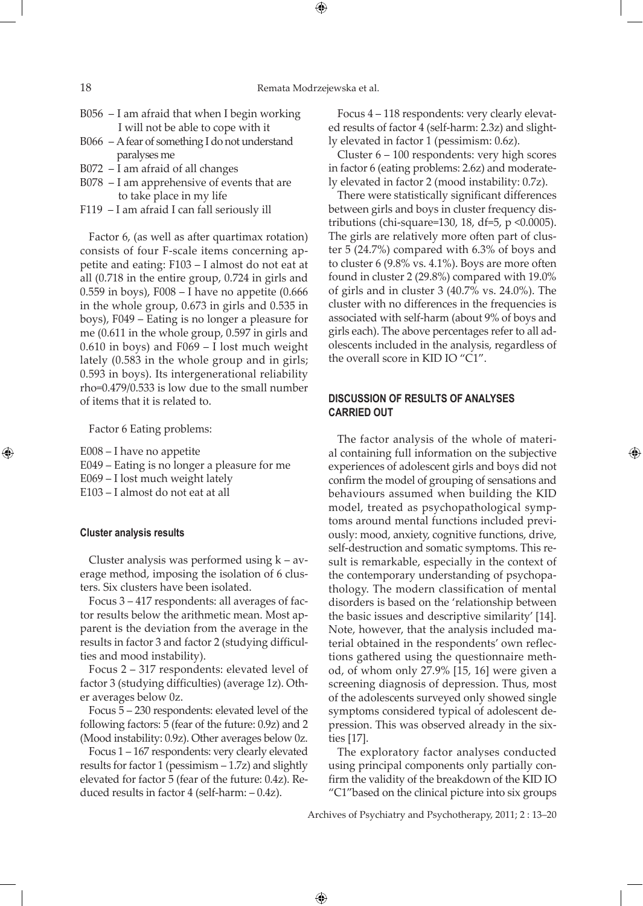B056 – I am afraid that when I begin working I will not be able to cope with it
B066 – A fear of something I do not understand paralyses me
B072 – I am afraid of all changes
B078 – I am apprehensive of events that are to take place in my life
F119 – I am afraid I can fall seriously ill

Factor 6, (as well as after quartimax rotation) consists of four F-scale items concerning appetite and eating: F103 – I almost do not eat at all (0.718 in the entire group, 0.724 in girls and 0.559 in boys), F008 – I have no appetite (0.666 in the whole group, 0.673 in girls and 0.535 in boys), F049 – Eating is no longer a pleasure for me (0.611 in the whole group, 0.597 in girls and 0.610 in boys) and F069 – I lost much weight lately (0.583 in the whole group and in girls; 0.593 in boys). Its intergenerational reliability rho=0.479/0.533 is low due to the small number of items that it is related to.

Factor 6 Eating problems:

E008 – I have no appetite
E049 – Eating is no longer a pleasure for me
E069 – I lost much weight lately
E103 – I almost do not eat at all

#### Cluster analysis results

Cluster analysis was performed using k – average method, imposing the isolation of 6 clusters. Six clusters have been isolated.

Focus 3 – 417 respondents: all averages of factor results below the arithmetic mean. Most apparent is the deviation from the average in the results in factor 3 and factor 2 (studying difficulties and mood instability).

Focus 2 – 317 respondents: elevated level of factor 3 (studying difficulties) (average 1z). Other averages below 0z.

Focus 5 – 230 respondents: elevated level of the following factors: 5 (fear of the future: 0.9z) and 2 (Mood instability: 0.9z). Other averages below 0z.

Focus 1 – 167 respondents: very clearly elevated results for factor 1 (pessimism – 1.7z) and slightly elevated for factor 5 (fear of the future: 0.4z). Reduced results in factor 4 (self-harm: – 0.4z).

Focus 4 – 118 respondents: very clearly elevated results of factor 4 (self-harm: 2.3z) and slightly elevated in factor 1 (pessimism: 0.6z).

Cluster 6 – 100 respondents: very high scores in factor 6 (eating problems: 2.6z) and moderately elevated in factor 2 (mood instability: 0.7z).

There were statistically significant differences between girls and boys in cluster frequency distributions (chi-square=130, 18, df=5, p <0.0005). The girls are relatively more often part of cluster 5 (24.7%) compared with 6.3% of boys and to cluster 6 (9.8% vs. 4.1%). Boys are more often found in cluster 2 (29.8%) compared with 19.0% of girls and in cluster 3 (40.7% vs. 24.0%). The cluster with no differences in the frequencies is associated with self-harm (about 9% of boys and girls each). The above percentages refer to all adolescents included in the analysis, regardless of the overall score in KID IO "C1".

## DISCUSSION OF RESULTS OF ANALYSES CARRIED OUT

The factor analysis of the whole of material containing full information on the subjective experiences of adolescent girls and boys did not confirm the model of grouping of sensations and behaviours assumed when building the KID model, treated as psychopathological symptoms around mental functions included previously: mood, anxiety, cognitive functions, drive, self-destruction and somatic symptoms. This result is remarkable, especially in the context of the contemporary understanding of psychopathology. The modern classification of mental disorders is based on the 'relationship between the basic issues and descriptive similarity' [14]. Note, however, that the analysis included material obtained in the respondents' own reflections gathered using the questionnaire method, of whom only 27.9% [15, 16] were given a screening diagnosis of depression. Thus, most of the adolescents surveyed only showed single symptoms considered typical of adolescent depression. This was observed already in the sixties [17].

The exploratory factor analyses conducted using principal components only partially confirm the validity of the breakdown of the KID IO "C1"based on the clinical picture into six groups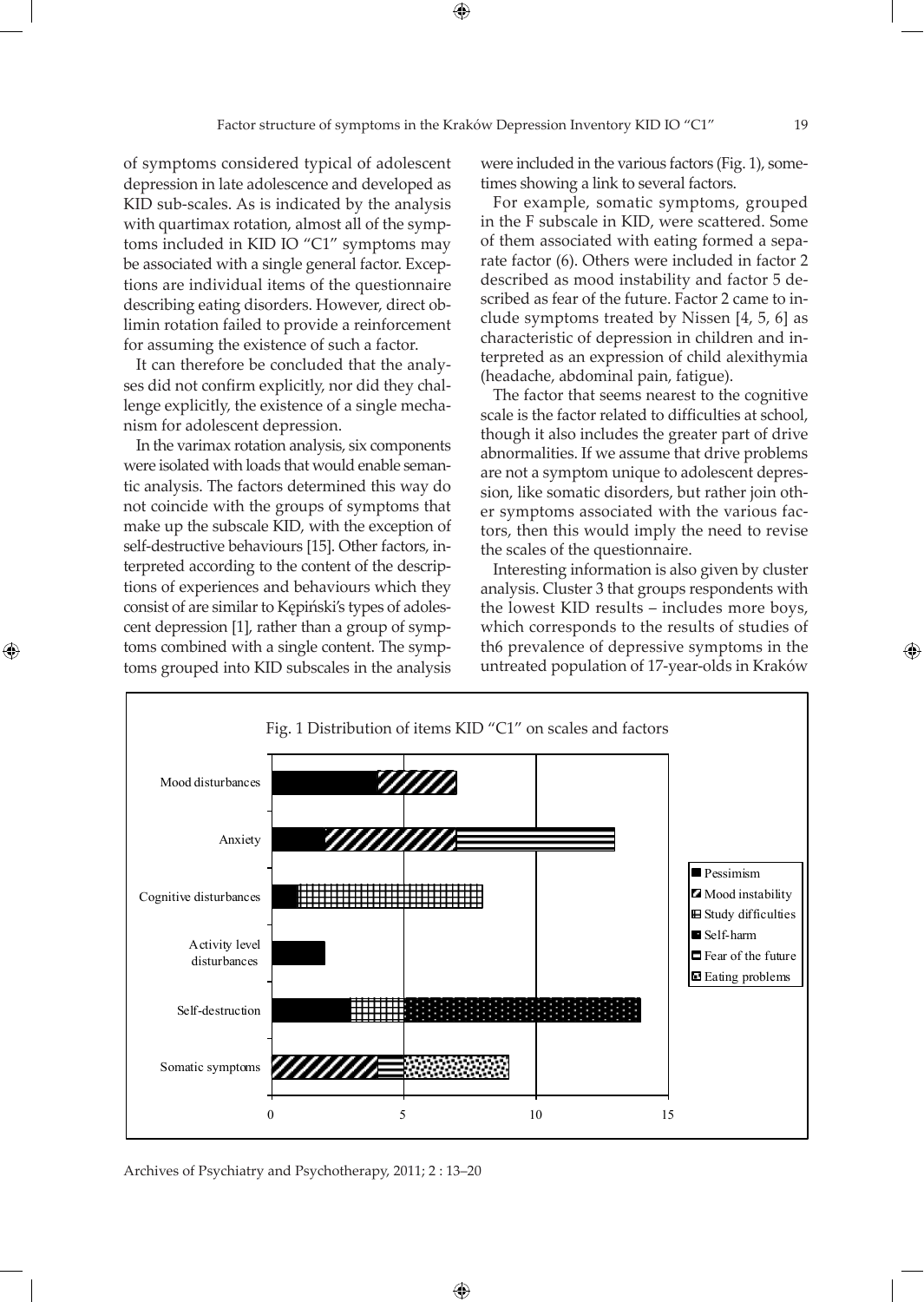of symptoms considered typical of adolescent depression in late adolescence and developed as KID sub-scales. As is indicated by the analysis with quartimax rotation, almost all of the symptoms included in KID IO "C1" symptoms may be associated with a single general factor. Exceptions are individual items of the questionnaire describing eating disorders. However, direct oblimin rotation failed to provide a reinforcement for assuming the existence of such a factor.

It can therefore be concluded that the analyses did not confirm explicitly, nor did they challenge explicitly, the existence of a single mechanism for adolescent depression.

In the varimax rotation analysis, six components were isolated with loads that would enable semantic analysis. The factors determined this way do not coincide with the groups of symptoms that make up the subscale KID, with the exception of self-destructive behaviours [15]. Other factors, interpreted according to the content of the descriptions of experiences and behaviours which they consist of are similar to Kępiński's types of adolescent depression [1], rather than a group of symptoms combined with a single content. The symptoms grouped into KID subscales in the analysis were included in the various factors (Fig. 1), sometimes showing a link to several factors.

For example, somatic symptoms, grouped in the F subscale in KID, were scattered. Some of them associated with eating formed a separate factor (6). Others were included in factor 2 described as mood instability and factor 5 described as fear of the future. Factor 2 came to include symptoms treated by Nissen [4, 5, 6] as characteristic of depression in children and interpreted as an expression of child alexithymia (headache, abdominal pain, fatigue).

The factor that seems nearest to the cognitive scale is the factor related to difficulties at school, though it also includes the greater part of drive abnormalities. If we assume that drive problems are not a symptom unique to adolescent depression, like somatic disorders, but rather join other symptoms associated with the various factors, then this would imply the need to revise the scales of the questionnaire.

Interesting information is also given by cluster analysis. Cluster 3 that groups respondents with the lowest KID results – includes more boys, which corresponds to the results of studies of th6 prevalence of depressive symptoms in the untreated population of 17-year-olds in Kraków

Fig. 1 Distribution of items KID "C1" on scales and factors

| Scale | Pessimism | Mood instability | Study difficulties | Self-harm | Fear of the future | Eating problems |
|---|---|---|---|---|---|---|
| Mood disturbances | 4 | 3 | | | | |
| Anxiety | 2 | 5 | | | 6 | |
| Cognitive disturbances | 1 | | 7 | | | |
| Activity level disturbances | 2 | | | | | |
| Self-destruction | 3 | | 2 | 9 | | |
| Somatic symptoms | | 4 | | | 1 | 4 |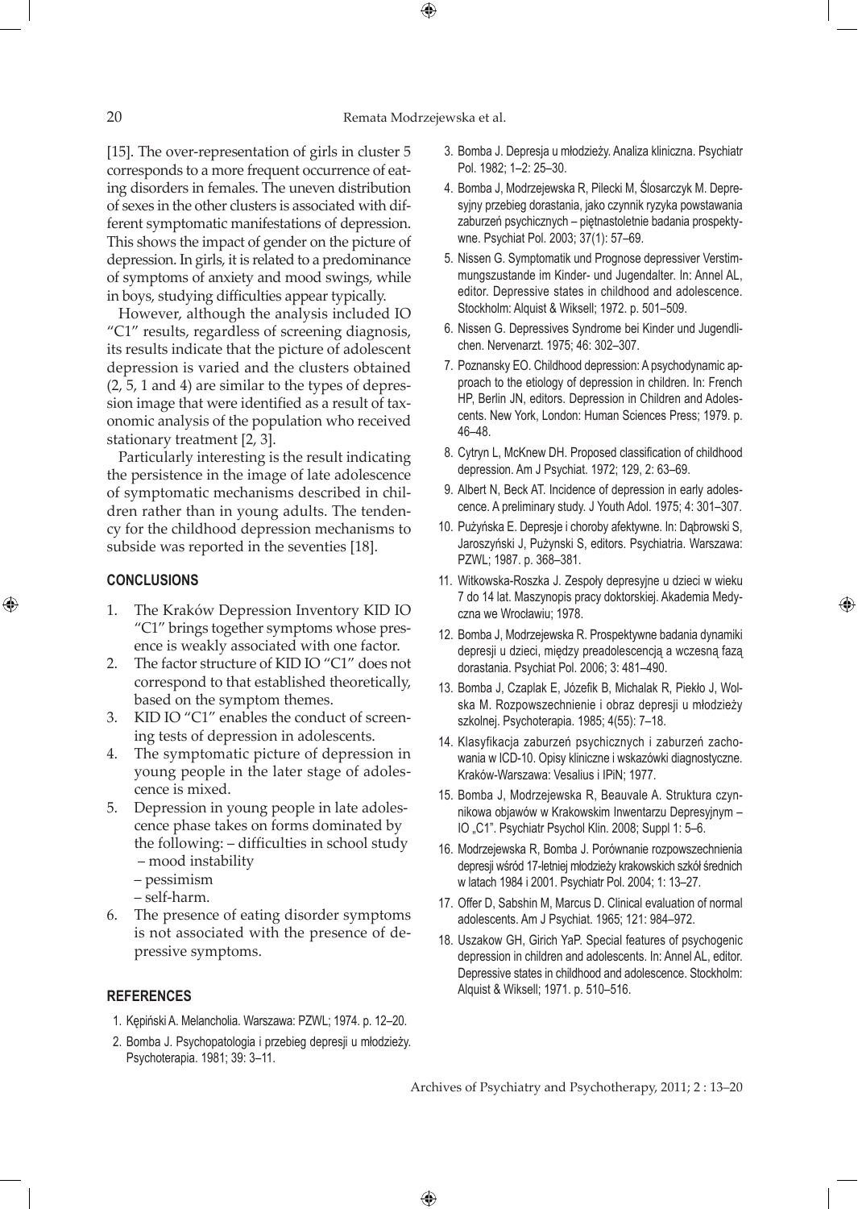[15]. The over-representation of girls in cluster 5 corresponds to a more frequent occurrence of eating disorders in females. The uneven distribution of sexes in the other clusters is associated with different symptomatic manifestations of depression. This shows the impact of gender on the picture of depression. In girls, it is related to a predominance of symptoms of anxiety and mood swings, while in boys, studying difficulties appear typically.

However, although the analysis included IO "C1" results, regardless of screening diagnosis, its results indicate that the picture of adolescent depression is varied and the clusters obtained (2, 5, 1 and 4) are similar to the types of depression image that were identified as a result of taxonomic analysis of the population who received stationary treatment [2, 3].

Particularly interesting is the result indicating the persistence in the image of late adolescence of symptomatic mechanisms described in children rather than in young adults. The tendency for the childhood depression mechanisms to subside was reported in the seventies [18].

## CONCLUSIONS

1. The Kraków Depression Inventory KID IO "C1" brings together symptoms whose presence is weakly associated with one factor.
2. The factor structure of KID IO "C1" does not correspond to that established theoretically, based on the symptom themes.
3. KID IO "C1" enables the conduct of screening tests of depression in adolescents.
4. The symptomatic picture of depression in young people in the later stage of adolescence is mixed.
5. Depression in young people in late adolescence phase takes on forms dominated by the following: – difficulties in school study
   – mood instability
   – pessimism
   – self-harm.
6. The presence of eating disorder symptoms is not associated with the presence of depressive symptoms.

## REFERENCES

1. Kępiński A. Melancholia. Warszawa: PZWL; 1974. p. 12–20.
2. Bomba J. Psychopatologia i przebieg depresji u młodzieży. Psychoterapia. 1981; 39: 3–11.
3. Bomba J. Depresja u młodzieży. Analiza kliniczna. Psychiatr Pol. 1982; 1–2: 25–30.
4. Bomba J, Modrzejewska R, Pilecki M, Ślosarczyk M. Depresyjny przebieg dorastania, jako czynnik ryzyka powstawania zaburzeń psychicznych – piętnastoletnie badania prospektywne. Psychiat Pol. 2003; 37(1): 57–69.
5. Nissen G. Symptomatik und Prognose depressiver Verstimmungszustande im Kinder- und Jugendalter. In: Annel AL, editor. Depressive states in childhood and adolescence. Stockholm: Alquist & Wiksell; 1972. p. 501–509.
6. Nissen G. Depressives Syndrome bei Kinder und Jugendlichen. Nervenarzt. 1975; 46: 302–307.
7. Poznansky EO. Childhood depression: A psychodynamic approach to the etiology of depression in children. In: French HP, Berlin JN, editors. Depression in Children and Adolescents. New York, London: Human Sciences Press; 1979. p. 46–48.
8. Cytryn L, McKnew DH. Proposed classification of childhood depression. Am J Psychiat. 1972; 129, 2: 63–69.
9. Albert N, Beck AT. Incidence of depression in early adolescence. A preliminary study. J Youth Adol. 1975; 4: 301–307.
10. Pużyńska E. Depresje i choroby afektywne. In: Dąbrowski S, Jaroszyński J, Pużynski S, editors. Psychiatria. Warszawa: PZWL; 1987. p. 368–381.
11. Witkowska-Roszka J. Zespoły depresyjne u dzieci w wieku 7 do 14 lat. Maszynopis pracy doktorskiej. Akademia Medyczna we Wrocławiu; 1978.
12. Bomba J, Modrzejewska R. Prospektywne badania dynamiki depresji u dzieci, między preadolescencją a wczesną fazą dorastania. Psychiat Pol. 2006; 3: 481–490.
13. Bomba J, Czaplak E, Józefik B, Michalak R, Piekło J, Wolska M. Rozpowszechnienie i obraz depresji u młodzieży szkolnej. Psychoterapia. 1985; 4(55): 7–18.
14. Klasyfikacja zaburzeń psychicznych i zaburzeń zachowania w ICD-10. Opisy kliniczne i wskazówki diagnostyczne. Kraków-Warszawa: Vesalius i IPiN; 1977.
15. Bomba J, Modrzejewska R, Beauvale A. Struktura czynnikowa objawów w Krakowskim Inwentarzu Depresyjnym – IO „C1". Psychiatr Psychol Klin. 2008; Suppl 1: 5–6.
16. Modrzejewska R, Bomba J. Porównanie rozpowszechnienia depresji wśród 17-letniej młodzieży krakowskich szkół średnich w latach 1984 i 2001. Psychiatr Pol. 2004; 1: 13–27.
17. Offer D, Sabshin M, Marcus D. Clinical evaluation of normal adolescents. Am J Psychiat. 1965; 121: 984–972.
18. Uszakow GH, Girich YaP. Special features of psychogenic depression in children and adolescents. In: Annel AL, editor. Depressive states in childhood and adolescence. Stockholm: Alquist & Wiksell; 1971. p. 510–516.